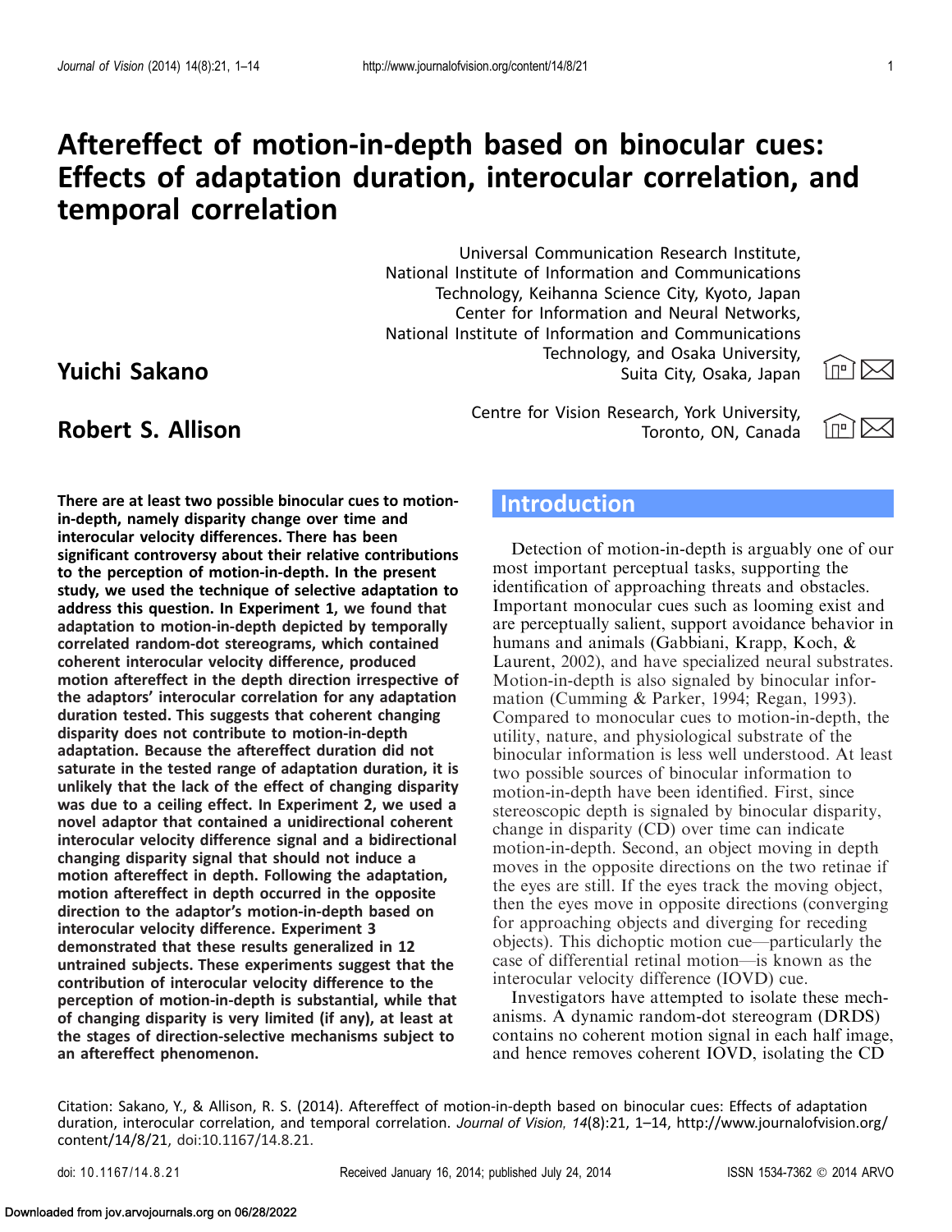# Aftereffect of motion-in-depth based on binocular cues: Effects of adaptation duration, interocular correlation, and temporal correlation

**Yuichi Sakano**

Universal Communication Research Institute, National Institute of Information and Communications Technology, Keihanna Science City, Kyoto, Japan
Center for Information and Neural Networks, National Institute of Information and Communications Technology, and Osaka University, Suita City, Osaka, Japan

**Robert S. Allison**

Centre for Vision Research, York University, Toronto, ON, Canada

**There are at least two possible binocular cues to motion-in-depth, namely disparity change over time and interocular velocity differences. There has been significant controversy about their relative contributions to the perception of motion-in-depth. In the present study, we used the technique of selective adaptation to address this question. In Experiment 1, we found that adaptation to motion-in-depth depicted by temporally correlated random-dot stereograms, which contained coherent interocular velocity difference, produced motion aftereffect in the depth direction irrespective of the adaptors' interocular correlation for any adaptation duration tested. This suggests that coherent changing disparity does not contribute to motion-in-depth adaptation. Because the aftereffect duration did not saturate in the tested range of adaptation duration, it is unlikely that the lack of the effect of changing disparity was due to a ceiling effect. In Experiment 2, we used a novel adaptor that contained a unidirectional coherent interocular velocity difference signal and a bidirectional changing disparity signal that should not induce a motion aftereffect in depth. Following the adaptation, motion aftereffect in depth occurred in the opposite direction to the adaptor's motion-in-depth based on interocular velocity difference. Experiment 3 demonstrated that these results generalized in 12 untrained subjects. These experiments suggest that the contribution of interocular velocity difference to the perception of motion-in-depth is substantial, while that of changing disparity is very limited (if any), at least at the stages of direction-selective mechanisms subject to an aftereffect phenomenon.**

## Introduction

Detection of motion-in-depth is arguably one of our most important perceptual tasks, supporting the identification of approaching threats and obstacles. Important monocular cues such as looming exist and are perceptually salient, support avoidance behavior in humans and animals (Gabbiani, Krapp, Koch, & Laurent, 2002), and have specialized neural substrates. Motion-in-depth is also signaled by binocular information (Cumming & Parker, 1994; Regan, 1993). Compared to monocular cues to motion-in-depth, the utility, nature, and physiological substrate of the binocular information is less well understood. At least two possible sources of binocular information to motion-in-depth have been identified. First, since stereoscopic depth is signaled by binocular disparity, change in disparity (CD) over time can indicate motion-in-depth. Second, an object moving in depth moves in the opposite directions on the two retinae if the eyes are still. If the eyes track the moving object, then the eyes move in opposite directions (converging for approaching objects and diverging for receding objects). This dichoptic motion cue—particularly the case of differential retinal motion—is known as the interocular velocity difference (IOVD) cue.

Investigators have attempted to isolate these mechanisms. A dynamic random-dot stereogram (DRDS) contains no coherent motion signal in each half image, and hence removes coherent IOVD, isolating the CD

Citation: Sakano, Y., & Allison, R. S. (2014). Aftereffect of motion-in-depth based on binocular cues: Effects of adaptation duration, interocular correlation, and temporal correlation. *Journal of Vision*, *14*(8):21, 1–14, http://www.journalofvision.org/content/14/8/21, doi:10.1167/14.8.21.

doi: 10.1167/14.8.21 Received January 16, 2014; published July 24, 2014 ISSN 1534-7362 © 2014 ARVO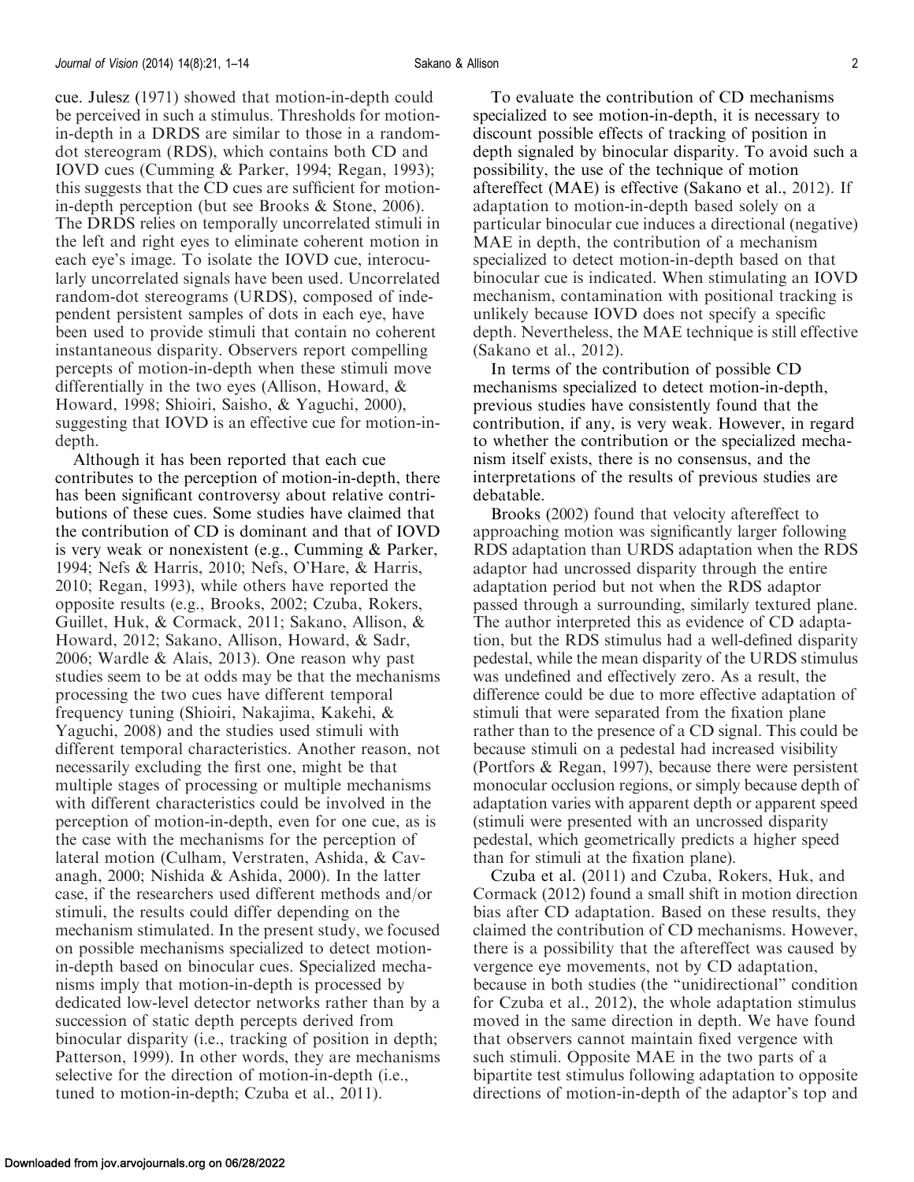cue. Julesz (1971) showed that motion-in-depth could be perceived in such a stimulus. Thresholds for motion-in-depth in a DRDS are similar to those in a random-dot stereogram (RDS), which contains both CD and IOVD cues (Cumming & Parker, 1994; Regan, 1993); this suggests that the CD cues are sufficient for motion-in-depth perception (but see Brooks & Stone, 2006). The DRDS relies on temporally uncorrelated stimuli in the left and right eyes to eliminate coherent motion in each eye's image. To isolate the IOVD cue, interocularly uncorrelated signals have been used. Uncorrelated random-dot stereograms (URDS), composed of independent persistent samples of dots in each eye, have been used to provide stimuli that contain no coherent instantaneous disparity. Observers report compelling percepts of motion-in-depth when these stimuli move differentially in the two eyes (Allison, Howard, & Howard, 1998; Shioiri, Saisho, & Yaguchi, 2000), suggesting that IOVD is an effective cue for motion-in-depth.

Although it has been reported that each cue contributes to the perception of motion-in-depth, there has been significant controversy about relative contributions of these cues. Some studies have claimed that the contribution of CD is dominant and that of IOVD is very weak or nonexistent (e.g., Cumming & Parker, 1994; Nefs & Harris, 2010; Nefs, O'Hare, & Harris, 2010; Regan, 1993), while others have reported the opposite results (e.g., Brooks, 2002; Czuba, Rokers, Guillet, Huk, & Cormack, 2011; Sakano, Allison, & Howard, 2012; Sakano, Allison, Howard, & Sadr, 2006; Wardle & Alais, 2013). One reason why past studies seem to be at odds may be that the mechanisms processing the two cues have different temporal frequency tuning (Shioiri, Nakajima, Kakehi, & Yaguchi, 2008) and the studies used stimuli with different temporal characteristics. Another reason, not necessarily excluding the first one, might be that multiple stages of processing or multiple mechanisms with different characteristics could be involved in the perception of motion-in-depth, even for one cue, as is the case with the mechanisms for the perception of lateral motion (Culham, Verstraten, Ashida, & Cavanagh, 2000; Nishida & Ashida, 2000). In the latter case, if the researchers used different methods and/or stimuli, the results could differ depending on the mechanism stimulated. In the present study, we focused on possible mechanisms specialized to detect motion-in-depth based on binocular cues. Specialized mechanisms imply that motion-in-depth is processed by dedicated low-level detector networks rather than by a succession of static depth percepts derived from binocular disparity (i.e., tracking of position in depth; Patterson, 1999). In other words, they are mechanisms selective for the direction of motion-in-depth (i.e., tuned to motion-in-depth; Czuba et al., 2011).

To evaluate the contribution of CD mechanisms specialized to see motion-in-depth, it is necessary to discount possible effects of tracking of position in depth signaled by binocular disparity. To avoid such a possibility, the use of the technique of motion aftereffect (MAE) is effective (Sakano et al., 2012). If adaptation to motion-in-depth based solely on a particular binocular cue induces a directional (negative) MAE in depth, the contribution of a mechanism specialized to detect motion-in-depth based on that binocular cue is indicated. When stimulating an IOVD mechanism, contamination with positional tracking is unlikely because IOVD does not specify a specific depth. Nevertheless, the MAE technique is still effective (Sakano et al., 2012).

In terms of the contribution of possible CD mechanisms specialized to detect motion-in-depth, previous studies have consistently found that the contribution, if any, is very weak. However, in regard to whether the contribution or the specialized mechanism itself exists, there is no consensus, and the interpretations of the results of previous studies are debatable.

Brooks (2002) found that velocity aftereffect to approaching motion was significantly larger following RDS adaptation than URDS adaptation when the RDS adaptor had uncrossed disparity through the entire adaptation period but not when the RDS adaptor passed through a surrounding, similarly textured plane. The author interpreted this as evidence of CD adaptation, but the RDS stimulus had a well-defined disparity pedestal, while the mean disparity of the URDS stimulus was undefined and effectively zero. As a result, the difference could be due to more effective adaptation of stimuli that were separated from the fixation plane rather than to the presence of a CD signal. This could be because stimuli on a pedestal had increased visibility (Portfors & Regan, 1997), because there were persistent monocular occlusion regions, or simply because depth of adaptation varies with apparent depth or apparent speed (stimuli were presented with an uncrossed disparity pedestal, which geometrically predicts a higher speed than for stimuli at the fixation plane).

Czuba et al. (2011) and Czuba, Rokers, Huk, and Cormack (2012) found a small shift in motion direction bias after CD adaptation. Based on these results, they claimed the contribution of CD mechanisms. However, there is a possibility that the aftereffect was caused by vergence eye movements, not by CD adaptation, because in both studies (the "unidirectional" condition for Czuba et al., 2012), the whole adaptation stimulus moved in the same direction in depth. We have found that observers cannot maintain fixed vergence with such stimuli. Opposite MAE in the two parts of a bipartite test stimulus following adaptation to opposite directions of motion-in-depth of the adaptor's top and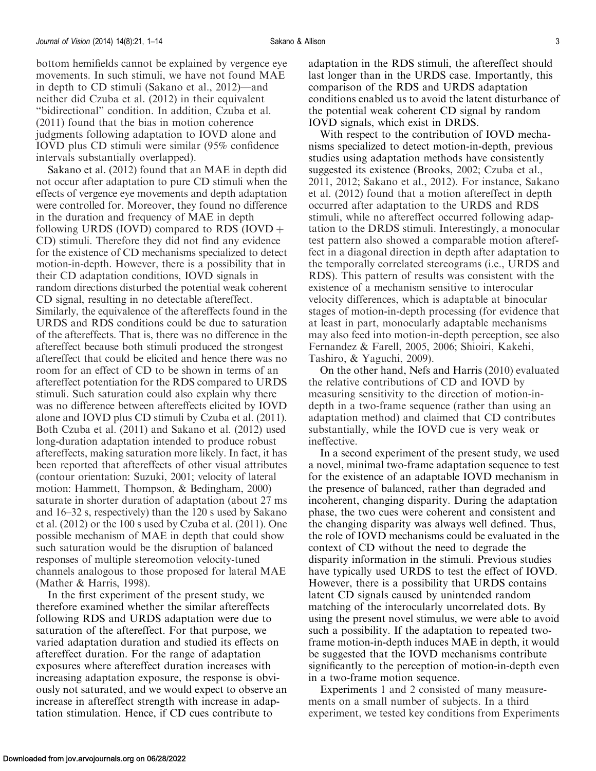bottom hemifields cannot be explained by vergence eye movements. In such stimuli, we have not found MAE in depth to CD stimuli (Sakano et al., 2012)—and neither did Czuba et al. (2012) in their equivalent "bidirectional" condition. In addition, Czuba et al. (2011) found that the bias in motion coherence judgments following adaptation to IOVD alone and IOVD plus CD stimuli were similar (95% confidence intervals substantially overlapped).

Sakano et al. (2012) found that an MAE in depth did not occur after adaptation to pure CD stimuli when the effects of vergence eye movements and depth adaptation were controlled for. Moreover, they found no difference in the duration and frequency of MAE in depth following URDS (IOVD) compared to RDS (IOVD + CD) stimuli. Therefore they did not find any evidence for the existence of CD mechanisms specialized to detect motion-in-depth. However, there is a possibility that in their CD adaptation conditions, IOVD signals in random directions disturbed the potential weak coherent CD signal, resulting in no detectable aftereffect. Similarly, the equivalence of the aftereffects found in the URDS and RDS conditions could be due to saturation of the aftereffects. That is, there was no difference in the aftereffect because both stimuli produced the strongest aftereffect that could be elicited and hence there was no room for an effect of CD to be shown in terms of an aftereffect potentiation for the RDS compared to URDS stimuli. Such saturation could also explain why there was no difference between aftereffects elicited by IOVD alone and IOVD plus CD stimuli by Czuba et al. (2011). Both Czuba et al. (2011) and Sakano et al. (2012) used long-duration adaptation intended to produce robust aftereffects, making saturation more likely. In fact, it has been reported that aftereffects of other visual attributes (contour orientation: Suzuki, 2001; velocity of lateral motion: Hammett, Thompson, & Bedingham, 2000) saturate in shorter duration of adaptation (about 27 ms and 16–32 s, respectively) than the 120 s used by Sakano et al. (2012) or the 100 s used by Czuba et al. (2011). One possible mechanism of MAE in depth that could show such saturation would be the disruption of balanced responses of multiple stereomotion velocity-tuned channels analogous to those proposed for lateral MAE (Mather & Harris, 1998).

In the first experiment of the present study, we therefore examined whether the similar aftereffects following RDS and URDS adaptation were due to saturation of the aftereffect. For that purpose, we varied adaptation duration and studied its effects on aftereffect duration. For the range of adaptation exposures where aftereffect duration increases with increasing adaptation exposure, the response is obviously not saturated, and we would expect to observe an increase in aftereffect strength with increase in adaptation stimulation. Hence, if CD cues contribute to adaptation in the RDS stimuli, the aftereffect should last longer than in the URDS case. Importantly, this comparison of the RDS and URDS adaptation conditions enabled us to avoid the latent disturbance of the potential weak coherent CD signal by random IOVD signals, which exist in DRDS.

With respect to the contribution of IOVD mechanisms specialized to detect motion-in-depth, previous studies using adaptation methods have consistently suggested its existence (Brooks, 2002; Czuba et al., 2011, 2012; Sakano et al., 2012). For instance, Sakano et al. (2012) found that a motion aftereffect in depth occurred after adaptation to the URDS and RDS stimuli, while no aftereffect occurred following adaptation to the DRDS stimuli. Interestingly, a monocular test pattern also showed a comparable motion aftereffect in a diagonal direction in depth after adaptation to the temporally correlated stereograms (i.e., URDS and RDS). This pattern of results was consistent with the existence of a mechanism sensitive to interocular velocity differences, which is adaptable at binocular stages of motion-in-depth processing (for evidence that at least in part, monocularly adaptable mechanisms may also feed into motion-in-depth perception, see also Fernandez & Farell, 2005, 2006; Shioiri, Kakehi, Tashiro, & Yaguchi, 2009).

On the other hand, Nefs and Harris (2010) evaluated the relative contributions of CD and IOVD by measuring sensitivity to the direction of motion-in-depth in a two-frame sequence (rather than using an adaptation method) and claimed that CD contributes substantially, while the IOVD cue is very weak or ineffective.

In a second experiment of the present study, we used a novel, minimal two-frame adaptation sequence to test for the existence of an adaptable IOVD mechanism in the presence of balanced, rather than degraded and incoherent, changing disparity. During the adaptation phase, the two cues were coherent and consistent and the changing disparity was always well defined. Thus, the role of IOVD mechanisms could be evaluated in the context of CD without the need to degrade the disparity information in the stimuli. Previous studies have typically used URDS to test the effect of IOVD. However, there is a possibility that URDS contains latent CD signals caused by unintended random matching of the interocularly uncorrelated dots. By using the present novel stimulus, we were able to avoid such a possibility. If the adaptation to repeated two-frame motion-in-depth induces MAE in depth, it would be suggested that the IOVD mechanisms contribute significantly to the perception of motion-in-depth even in a two-frame motion sequence.

Experiments 1 and 2 consisted of many measurements on a small number of subjects. In a third experiment, we tested key conditions from Experiments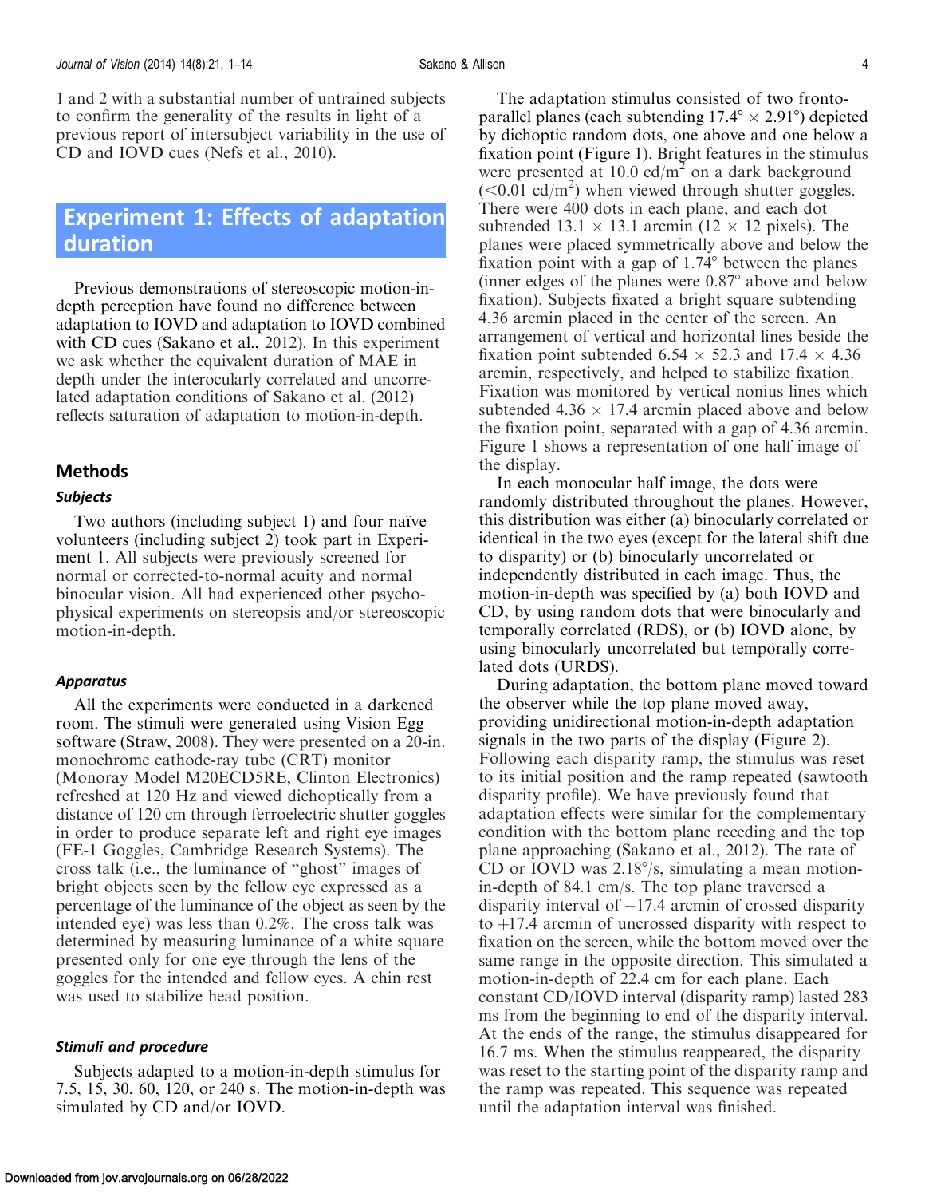1 and 2 with a substantial number of untrained subjects to confirm the generality of the results in light of a previous report of intersubject variability in the use of CD and IOVD cues (Nefs et al., 2010).

## Experiment 1: Effects of adaptation duration

Previous demonstrations of stereoscopic motion-in-depth perception have found no difference between adaptation to IOVD and adaptation to IOVD combined with CD cues (Sakano et al., 2012). In this experiment we ask whether the equivalent duration of MAE in depth under the interocularly correlated and uncorrelated adaptation conditions of Sakano et al. (2012) reflects saturation of adaptation to motion-in-depth.

### Methods

#### *Subjects*

Two authors (including subject 1) and four naïve volunteers (including subject 2) took part in Experiment 1. All subjects were previously screened for normal or corrected-to-normal acuity and normal binocular vision. All had experienced other psychophysical experiments on stereopsis and/or stereoscopic motion-in-depth.

#### *Apparatus*

All the experiments were conducted in a darkened room. The stimuli were generated using Vision Egg software (Straw, 2008). They were presented on a 20-in. monochrome cathode-ray tube (CRT) monitor (Monoray Model M20ECD5RE, Clinton Electronics) refreshed at 120 Hz and viewed dichoptically from a distance of 120 cm through ferroelectric shutter goggles in order to produce separate left and right eye images (FE-1 Goggles, Cambridge Research Systems). The cross talk (i.e., the luminance of "ghost" images of bright objects seen by the fellow eye expressed as a percentage of the luminance of the object as seen by the intended eye) was less than 0.2%. The cross talk was determined by measuring luminance of a white square presented only for one eye through the lens of the goggles for the intended and fellow eyes. A chin rest was used to stabilize head position.

#### *Stimuli and procedure*

Subjects adapted to a motion-in-depth stimulus for 7.5, 15, 30, 60, 120, or 240 s. The motion-in-depth was simulated by CD and/or IOVD.

The adaptation stimulus consisted of two frontoparallel planes (each subtending $17.4° \times 2.91°$) depicted by dichoptic random dots, one above and one below a fixation point (Figure 1). Bright features in the stimulus were presented at 10.0 cd/m$^2$ on a dark background ($<0.01$ cd/m$^2$) when viewed through shutter goggles. There were 400 dots in each plane, and each dot subtended $13.1 \times 13.1$ arcmin ($12 \times 12$ pixels). The planes were placed symmetrically above and below the fixation point with a gap of 1.74° between the planes (inner edges of the planes were 0.87° above and below fixation). Subjects fixated a bright square subtending 4.36 arcmin placed in the center of the screen. An arrangement of vertical and horizontal lines beside the fixation point subtended $6.54 \times 52.3$ and $17.4 \times 4.36$ arcmin, respectively, and helped to stabilize fixation. Fixation was monitored by vertical nonius lines which subtended $4.36 \times 17.4$ arcmin placed above and below the fixation point, separated with a gap of 4.36 arcmin. Figure 1 shows a representation of one half image of the display.

In each monocular half image, the dots were randomly distributed throughout the planes. However, this distribution was either (a) binocularly correlated or identical in the two eyes (except for the lateral shift due to disparity) or (b) binocularly uncorrelated or independently distributed in each image. Thus, the motion-in-depth was specified by (a) both IOVD and CD, by using random dots that were binocularly and temporally correlated (RDS), or (b) IOVD alone, by using binocularly uncorrelated but temporally correlated dots (URDS).

During adaptation, the bottom plane moved toward the observer while the top plane moved away, providing unidirectional motion-in-depth adaptation signals in the two parts of the display (Figure 2). Following each disparity ramp, the stimulus was reset to its initial position and the ramp repeated (sawtooth disparity profile). We have previously found that adaptation effects were similar for the complementary condition with the bottom plane receding and the top plane approaching (Sakano et al., 2012). The rate of CD or IOVD was 2.18°/s, simulating a mean motion-in-depth of 84.1 cm/s. The top plane traversed a disparity interval of $-17.4$ arcmin of crossed disparity to $+17.4$ arcmin of uncrossed disparity with respect to fixation on the screen, while the bottom moved over the same range in the opposite direction. This simulated a motion-in-depth of 22.4 cm for each plane. Each constant CD/IOVD interval (disparity ramp) lasted 283 ms from the beginning to end of the disparity interval. At the ends of the range, the stimulus disappeared for 16.7 ms. When the stimulus reappeared, the disparity was reset to the starting point of the disparity ramp and the ramp was repeated. This sequence was repeated until the adaptation interval was finished.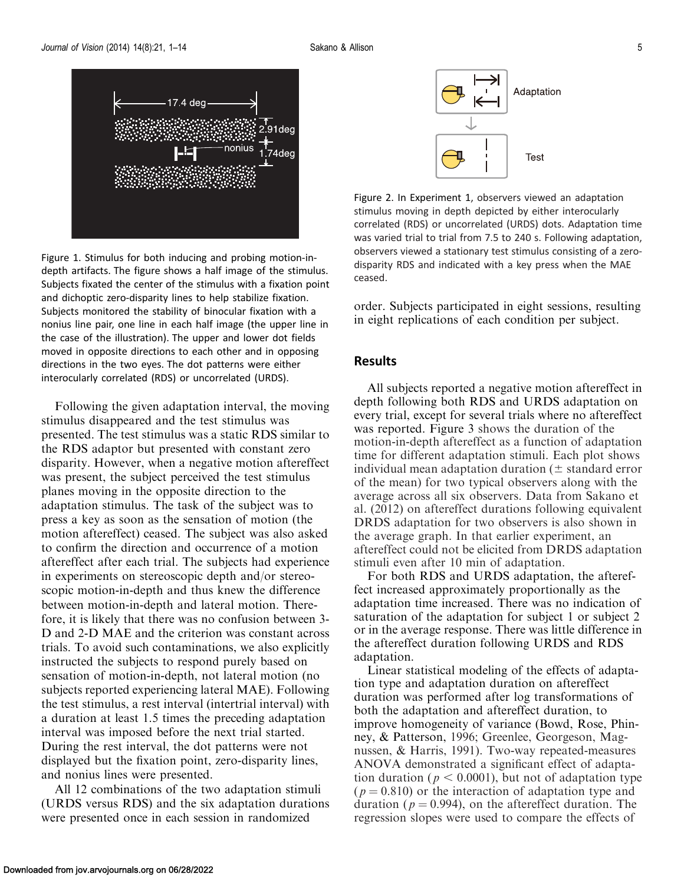17.4 deg

2.91deg

nonius

1.74deg

Figure 1. Stimulus for both inducing and probing motion-in-depth artifacts. The figure shows a half image of the stimulus. Subjects fixated the center of the stimulus with a fixation point and dichoptic zero-disparity lines to help stabilize fixation. Subjects monitored the stability of binocular fixation with a nonius line pair, one line in each half image (the upper line in the case of the illustration). The upper and lower dot fields moved in opposite directions to each other and in opposing directions in the two eyes. The dot patterns were either interocularly correlated (RDS) or uncorrelated (URDS).

Following the given adaptation interval, the moving stimulus disappeared and the test stimulus was presented. The test stimulus was a static RDS similar to the RDS adaptor but presented with constant zero disparity. However, when a negative motion aftereffect was present, the subject perceived the test stimulus planes moving in the opposite direction to the adaptation stimulus. The task of the subject was to press a key as soon as the sensation of motion (the motion aftereffect) ceased. The subject was also asked to confirm the direction and occurrence of a motion aftereffect after each trial. The subjects had experience in experiments on stereoscopic depth and/or stereoscopic motion-in-depth and thus knew the difference between motion-in-depth and lateral motion. Therefore, it is likely that there was no confusion between 3-D and 2-D MAE and the criterion was constant across trials. To avoid such contaminations, we also explicitly instructed the subjects to respond purely based on sensation of motion-in-depth, not lateral motion (no subjects reported experiencing lateral MAE). Following the test stimulus, a rest interval (intertrial interval) with a duration at least 1.5 times the preceding adaptation interval was imposed before the next trial started. During the rest interval, the dot patterns were not displayed but the fixation point, zero-disparity lines, and nonius lines were presented.

All 12 combinations of the two adaptation stimuli (URDS versus RDS) and the six adaptation durations were presented once in each session in randomized order. Subjects participated in eight sessions, resulting in eight replications of each condition per subject.

Adaptation

Test

Figure 2. In Experiment 1, observers viewed an adaptation stimulus moving in depth depicted by either interocularly correlated (RDS) or uncorrelated (URDS) dots. Adaptation time was varied trial to trial from 7.5 to 240 s. Following adaptation, observers viewed a stationary test stimulus consisting of a zero-disparity RDS and indicated with a key press when the MAE ceased.

## Results

All subjects reported a negative motion aftereffect in depth following both RDS and URDS adaptation on every trial, except for several trials where no aftereffect was reported. Figure 3 shows the duration of the motion-in-depth aftereffect as a function of adaptation time for different adaptation stimuli. Each plot shows individual mean adaptation duration ($\pm$ standard error of the mean) for two typical observers along with the average across all six observers. Data from Sakano et al. (2012) on aftereffect durations following equivalent DRDS adaptation for two observers is also shown in the average graph. In that earlier experiment, an aftereffect could not be elicited from DRDS adaptation stimuli even after 10 min of adaptation.

For both RDS and URDS adaptation, the aftereffect increased approximately proportionally as the adaptation time increased. There was no indication of saturation of the adaptation for subject 1 or subject 2 or in the average response. There was little difference in the aftereffect duration following URDS and RDS adaptation.

Linear statistical modeling of the effects of adaptation type and adaptation duration on aftereffect duration was performed after log transformations of both the adaptation and aftereffect duration, to improve homogeneity of variance (Bowd, Rose, Phinney, & Patterson, 1996; Greenlee, Georgeson, Magnussen, & Harris, 1991). Two-way repeated-measures ANOVA demonstrated a significant effect of adaptation duration ($p < 0.0001$), but not of adaptation type ($p = 0.810$) or the interaction of adaptation type and duration ($p = 0.994$), on the aftereffect duration. The regression slopes were used to compare the effects of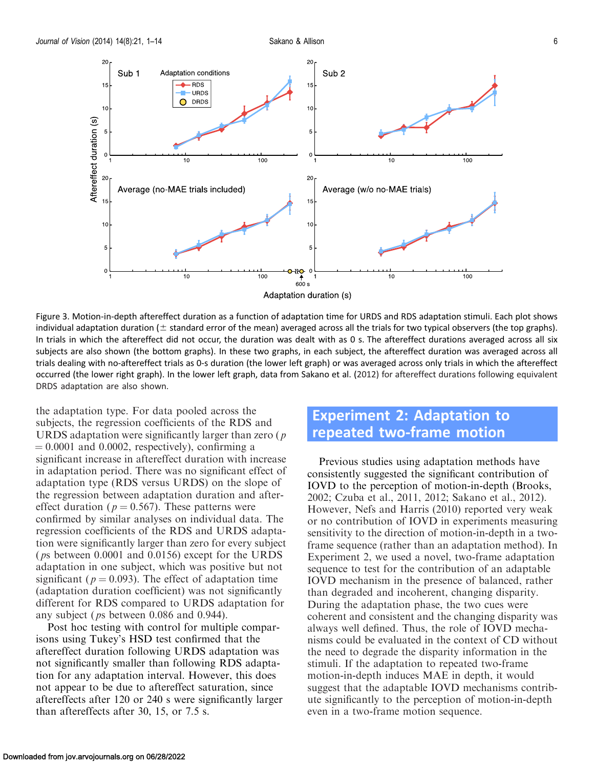Figure 3. Motion-in-depth aftereffect duration as a function of adaptation time for URDS and RDS adaptation stimuli. Each plot shows individual adaptation duration (± standard error of the mean) averaged across all the trials for two typical observers (the top graphs). In trials in which the aftereffect did not occur, the duration was dealt with as 0 s. The aftereffect durations averaged across all six subjects are also shown (the bottom graphs). In these two graphs, in each subject, the aftereffect duration was averaged across all trials dealing with no-aftereffect trials as 0-s duration (the lower left graph) or was averaged across only trials in which the aftereffect occurred (the lower right graph). In the lower left graph, data from Sakano et al. (2012) for aftereffect durations following equivalent DRDS adaptation are also shown.

the adaptation type. For data pooled across the subjects, the regression coefficients of the RDS and URDS adaptation were significantly larger than zero ($p = 0.0001$ and $0.0002$, respectively), confirming a significant increase in aftereffect duration with increase in adaptation period. There was no significant effect of adaptation type (RDS versus URDS) on the slope of the regression between adaptation duration and aftereffect duration ($p = 0.567$). These patterns were confirmed by similar analyses on individual data. The regression coefficients of the RDS and URDS adaptation were significantly larger than zero for every subject (*p*s between 0.0001 and 0.0156) except for the URDS adaptation in one subject, which was positive but not significant ($p = 0.093$). The effect of adaptation time (adaptation duration coefficient) was not significantly different for RDS compared to URDS adaptation for any subject (*p*s between 0.086 and 0.944).

Post hoc testing with control for multiple comparisons using Tukey's HSD test confirmed that the aftereffect duration following URDS adaptation was not significantly smaller than following RDS adaptation for any adaptation interval. However, this does not appear to be due to aftereffect saturation, since aftereffects after 120 or 240 s were significantly larger than aftereffects after 30, 15, or 7.5 s.

## Experiment 2: Adaptation to repeated two-frame motion

Previous studies using adaptation methods have consistently suggested the significant contribution of IOVD to the perception of motion-in-depth (Brooks, 2002; Czuba et al., 2011, 2012; Sakano et al., 2012). However, Nefs and Harris (2010) reported very weak or no contribution of IOVD in experiments measuring sensitivity to the direction of motion-in-depth in a two-frame sequence (rather than an adaptation method). In Experiment 2, we used a novel, two-frame adaptation sequence to test for the contribution of an adaptable IOVD mechanism in the presence of balanced, rather than degraded and incoherent, changing disparity. During the adaptation phase, the two cues were coherent and consistent and the changing disparity was always well defined. Thus, the role of IOVD mechanisms could be evaluated in the context of CD without the need to degrade the disparity information in the stimuli. If the adaptation to repeated two-frame motion-in-depth induces MAE in depth, it would suggest that the adaptable IOVD mechanisms contribute significantly to the perception of motion-in-depth even in a two-frame motion sequence.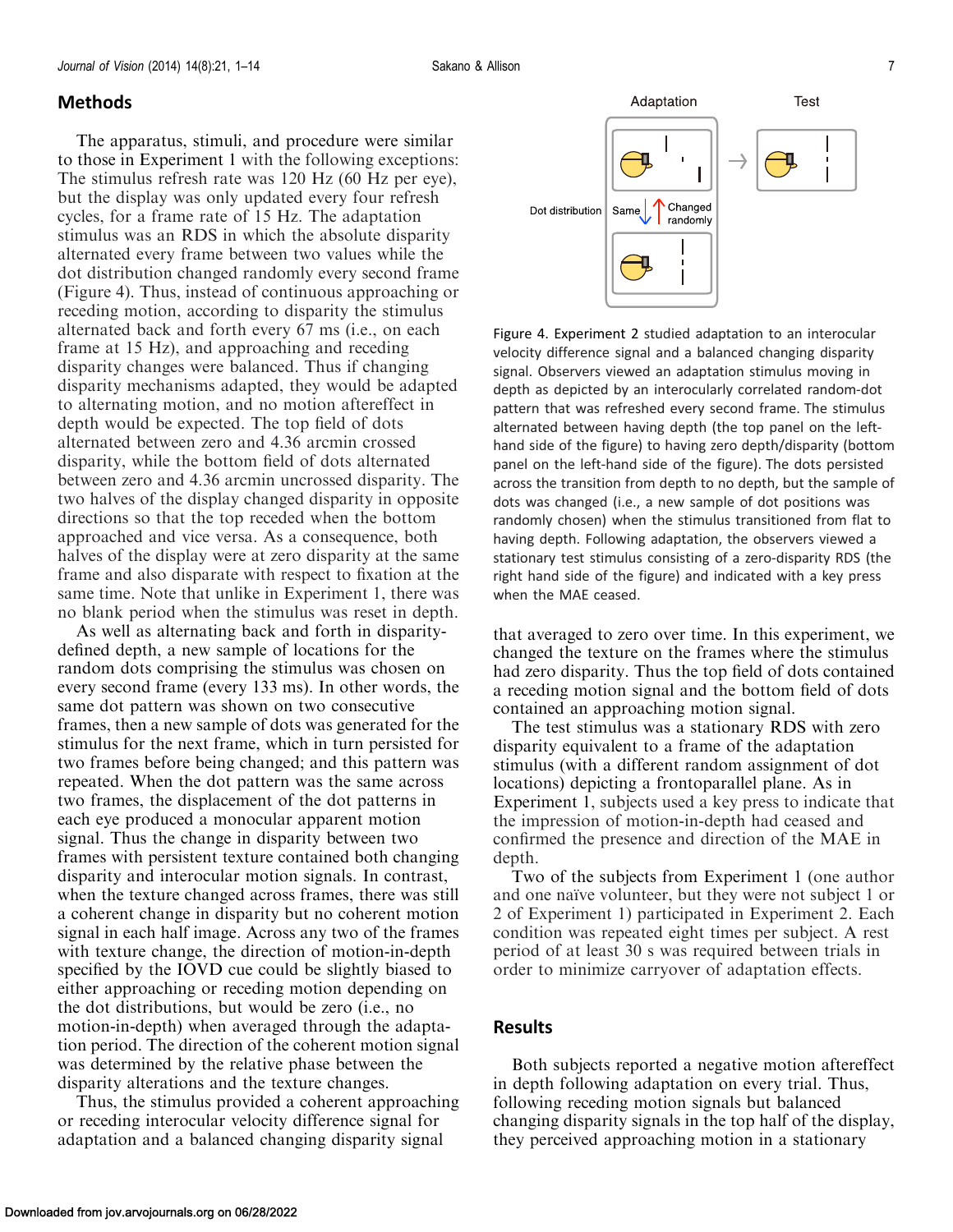## Methods

The apparatus, stimuli, and procedure were similar to those in Experiment 1 with the following exceptions: The stimulus refresh rate was 120 Hz (60 Hz per eye), but the display was only updated every four refresh cycles, for a frame rate of 15 Hz. The adaptation stimulus was an RDS in which the absolute disparity alternated every frame between two values while the dot distribution changed randomly every second frame (Figure 4). Thus, instead of continuous approaching or receding motion, according to disparity the stimulus alternated back and forth every 67 ms (i.e., on each frame at 15 Hz), and approaching and receding disparity changes were balanced. Thus if changing disparity mechanisms adapted, they would be adapted to alternating motion, and no motion aftereffect in depth would be expected. The top field of dots alternated between zero and 4.36 arcmin crossed disparity, while the bottom field of dots alternated between zero and 4.36 arcmin uncrossed disparity. The two halves of the display changed disparity in opposite directions so that the top receded when the bottom approached and vice versa. As a consequence, both halves of the display were at zero disparity at the same frame and also disparate with respect to fixation at the same time. Note that unlike in Experiment 1, there was no blank period when the stimulus was reset in depth.

As well as alternating back and forth in disparity-defined depth, a new sample of locations for the random dots comprising the stimulus was chosen on every second frame (every 133 ms). In other words, the same dot pattern was shown on two consecutive frames, then a new sample of dots was generated for the stimulus for the next frame, which in turn persisted for two frames before being changed; and this pattern was repeated. When the dot pattern was the same across two frames, the displacement of the dot patterns in each eye produced a monocular apparent motion signal. Thus the change in disparity between two frames with persistent texture contained both changing disparity and interocular motion signals. In contrast, when the texture changed across frames, there was still a coherent change in disparity but no coherent motion signal in each half image. Across any two of the frames with texture change, the direction of motion-in-depth specified by the IOVD cue could be slightly biased to either approaching or receding motion depending on the dot distributions, but would be zero (i.e., no motion-in-depth) when averaged through the adaptation period. The direction of the coherent motion signal was determined by the relative phase between the disparity alterations and the texture changes.

Thus, the stimulus provided a coherent approaching or receding interocular velocity difference signal for adaptation and a balanced changing disparity signal that averaged to zero over time. In this experiment, we changed the texture on the frames where the stimulus had zero disparity. Thus the top field of dots contained a receding motion signal and the bottom field of dots contained an approaching motion signal.

Adaptation

Test

Dot distribution

Same

Changed randomly

Figure 4. Experiment 2 studied adaptation to an interocular velocity difference signal and a balanced changing disparity signal. Observers viewed an adaptation stimulus moving in depth as depicted by an interocularly correlated random-dot pattern that was refreshed every second frame. The stimulus alternated between having depth (the top panel on the left-hand side of the figure) to having zero depth/disparity (bottom panel on the left-hand side of the figure). The dots persisted across the transition from depth to no depth, but the sample of dots was changed (i.e., a new sample of dot positions was randomly chosen) when the stimulus transitioned from flat to having depth. Following adaptation, the observers viewed a stationary test stimulus consisting of a zero-disparity RDS (the right hand side of the figure) and indicated with a key press when the MAE ceased.

The test stimulus was a stationary RDS with zero disparity equivalent to a frame of the adaptation stimulus (with a different random assignment of dot locations) depicting a frontoparallel plane. As in Experiment 1, subjects used a key press to indicate that the impression of motion-in-depth had ceased and confirmed the presence and direction of the MAE in depth.

Two of the subjects from Experiment 1 (one author and one naïve volunteer, but they were not subject 1 or 2 of Experiment 1) participated in Experiment 2. Each condition was repeated eight times per subject. A rest period of at least 30 s was required between trials in order to minimize carryover of adaptation effects.

## Results

Both subjects reported a negative motion aftereffect in depth following adaptation on every trial. Thus, following receding motion signals but balanced changing disparity signals in the top half of the display, they perceived approaching motion in a stationary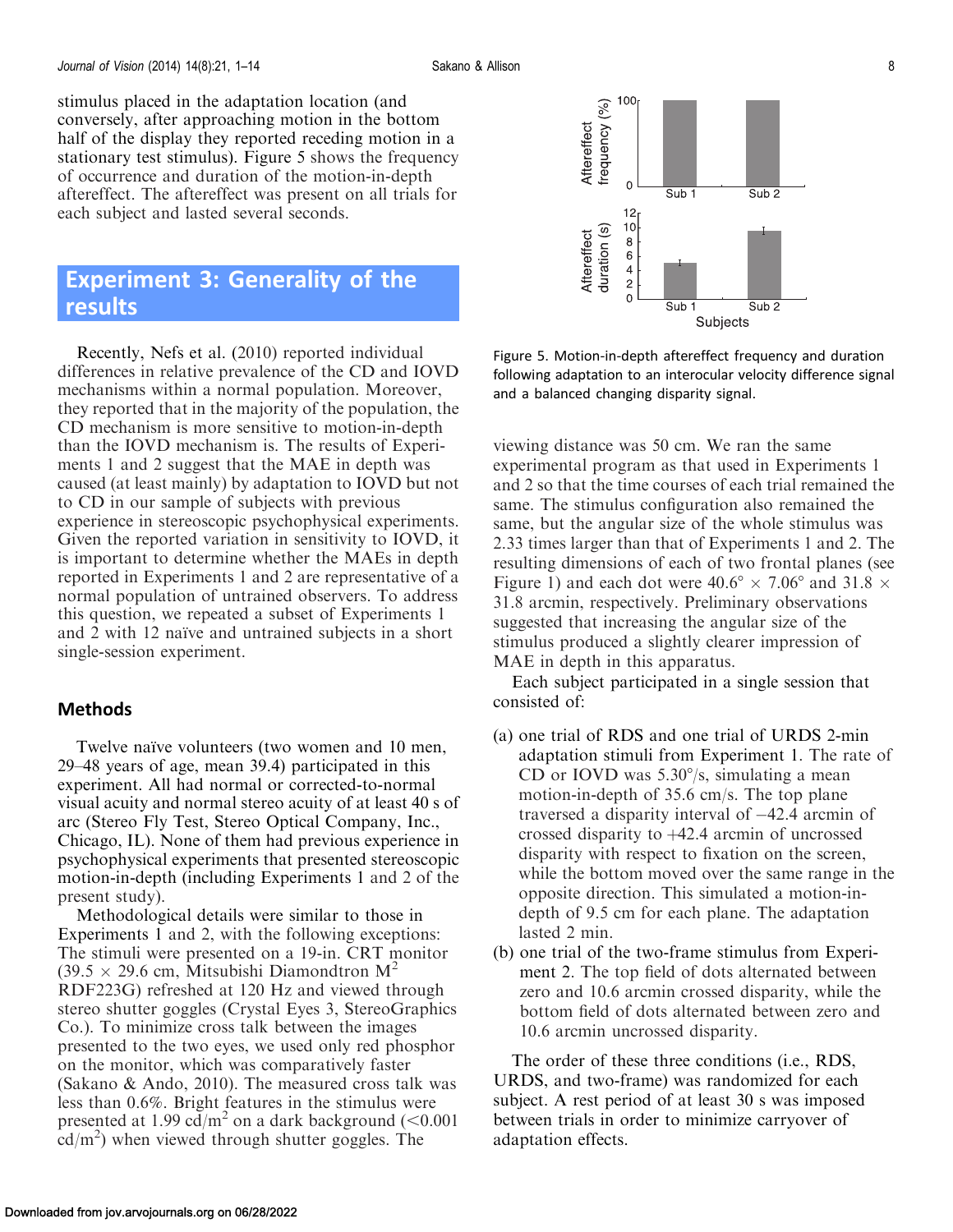stimulus placed in the adaptation location (and conversely, after approaching motion in the bottom half of the display they reported receding motion in a stationary test stimulus). Figure 5 shows the frequency of occurrence and duration of the motion-in-depth aftereffect. The aftereffect was present on all trials for each subject and lasted several seconds.

Figure 5. Motion-in-depth aftereffect frequency and duration following adaptation to an interocular velocity difference signal and a balanced changing disparity signal.

## Experiment 3: Generality of the results

Recently, Nefs et al. (2010) reported individual differences in relative prevalence of the CD and IOVD mechanisms within a normal population. Moreover, they reported that in the majority of the population, the CD mechanism is more sensitive to motion-in-depth than the IOVD mechanism is. The results of Experiments 1 and 2 suggest that the MAE in depth was caused (at least mainly) by adaptation to IOVD but not to CD in our sample of subjects with previous experience in stereoscopic psychophysical experiments. Given the reported variation in sensitivity to IOVD, it is important to determine whether the MAEs in depth reported in Experiments 1 and 2 are representative of a normal population of untrained observers. To address this question, we repeated a subset of Experiments 1 and 2 with 12 naïve and untrained subjects in a short single-session experiment.

### Methods

Twelve naïve volunteers (two women and 10 men, 29–48 years of age, mean 39.4) participated in this experiment. All had normal or corrected-to-normal visual acuity and normal stereo acuity of at least 40 s of arc (Stereo Fly Test, Stereo Optical Company, Inc., Chicago, IL). None of them had previous experience in psychophysical experiments that presented stereoscopic motion-in-depth (including Experiments 1 and 2 of the present study).

Methodological details were similar to those in Experiments 1 and 2, with the following exceptions: The stimuli were presented on a 19-in. CRT monitor ($39.5 \times 29.6$ cm, Mitsubishi Diamondtron $M^2$ RDF223G) refreshed at 120 Hz and viewed through stereo shutter goggles (Crystal Eyes 3, StereoGraphics Co.). To minimize cross talk between the images presented to the two eyes, we used only red phosphor on the monitor, which was comparatively faster (Sakano & Ando, 2010). The measured cross talk was less than 0.6%. Bright features in the stimulus were presented at 1.99 cd/$m^2$ on a dark background (<0.001 cd/$m^2$) when viewed through shutter goggles. The viewing distance was 50 cm. We ran the same experimental program as that used in Experiments 1 and 2 so that the time courses of each trial remained the same. The stimulus configuration also remained the same, but the angular size of the whole stimulus was 2.33 times larger than that of Experiments 1 and 2. The resulting dimensions of each of two frontal planes (see Figure 1) and each dot were $40.6° \times 7.06°$ and $31.8 \times 31.8$ arcmin, respectively. Preliminary observations suggested that increasing the angular size of the stimulus produced a slightly clearer impression of MAE in depth in this apparatus.

Each subject participated in a single session that consisted of:

(a) one trial of RDS and one trial of URDS 2-min adaptation stimuli from Experiment 1. The rate of CD or IOVD was 5.30°/s, simulating a mean motion-in-depth of 35.6 cm/s. The top plane traversed a disparity interval of –42.4 arcmin of crossed disparity to +42.4 arcmin of uncrossed disparity with respect to fixation on the screen, while the bottom moved over the same range in the opposite direction. This simulated a motion-in-depth of 9.5 cm for each plane. The adaptation lasted 2 min.

(b) one trial of the two-frame stimulus from Experiment 2. The top field of dots alternated between zero and 10.6 arcmin crossed disparity, while the bottom field of dots alternated between zero and 10.6 arcmin uncrossed disparity.

The order of these three conditions (i.e., RDS, URDS, and two-frame) was randomized for each subject. A rest period of at least 30 s was imposed between trials in order to minimize carryover of adaptation effects.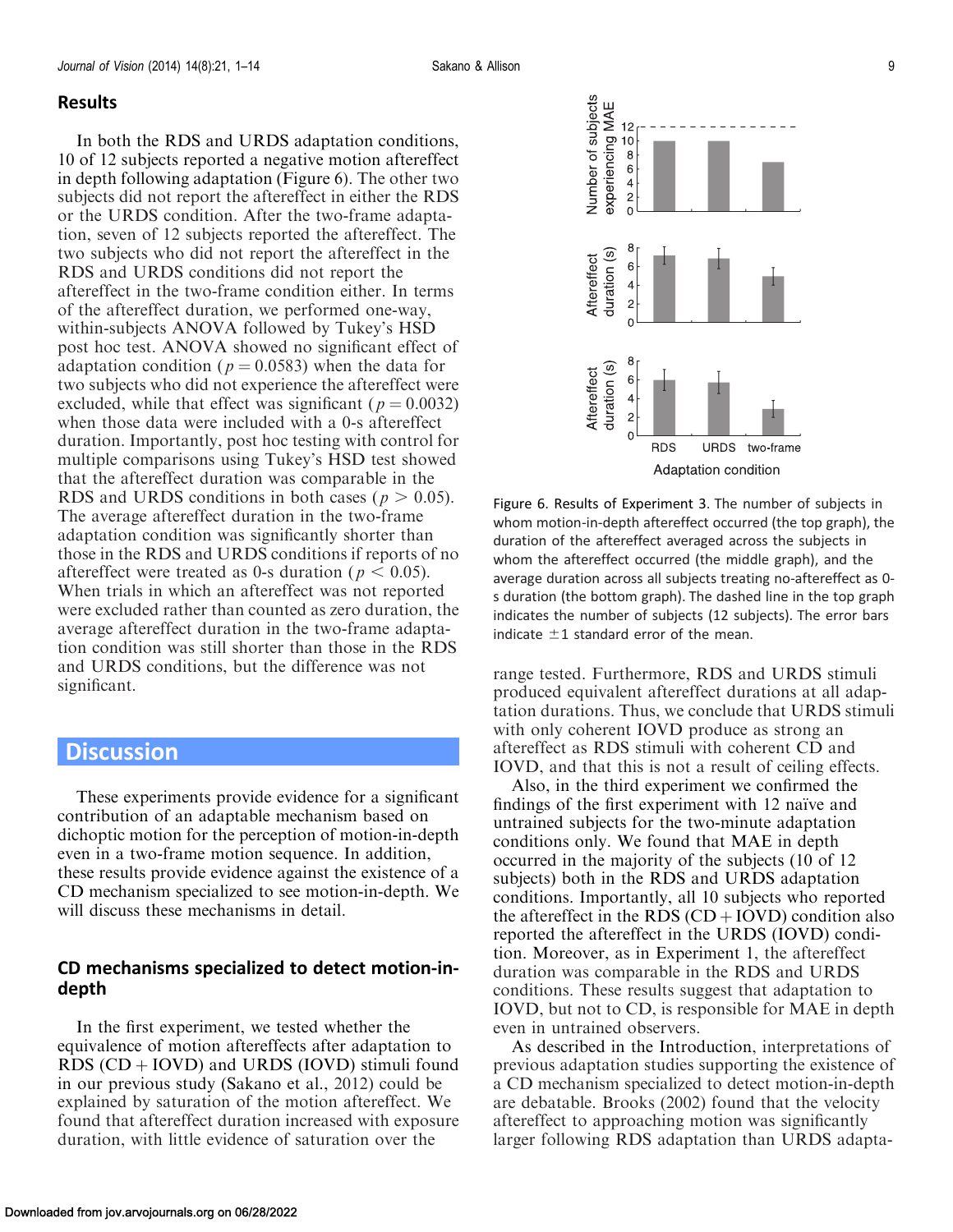## Results

In both the RDS and URDS adaptation conditions, 10 of 12 subjects reported a negative motion aftereffect in depth following adaptation (Figure 6). The other two subjects did not report the aftereffect in either the RDS or the URDS condition. After the two-frame adaptation, seven of 12 subjects reported the aftereffect. The two subjects who did not report the aftereffect in the RDS and URDS conditions did not report the aftereffect in the two-frame condition either. In terms of the aftereffect duration, we performed one-way, within-subjects ANOVA followed by Tukey's HSD post hoc test. ANOVA showed no significant effect of adaptation condition ($p = 0.0583$) when the data for two subjects who did not experience the aftereffect were excluded, while that effect was significant ($p = 0.0032$) when those data were included with a 0-s aftereffect duration. Importantly, post hoc testing with control for multiple comparisons using Tukey's HSD test showed that the aftereffect duration was comparable in the RDS and URDS conditions in both cases ($p > 0.05$). The average aftereffect duration in the two-frame adaptation condition was significantly shorter than those in the RDS and URDS conditions if reports of no aftereffect were treated as 0-s duration ($p < 0.05$). When trials in which an aftereffect was not reported were excluded rather than counted as zero duration, the average aftereffect duration in the two-frame adaptation condition was still shorter than those in the RDS and URDS conditions, but the difference was not significant.

Figure 6. Results of Experiment 3. The number of subjects in whom motion-in-depth aftereffect occurred (the top graph), the duration of the aftereffect averaged across the subjects in whom the aftereffect occurred (the middle graph), and the average duration across all subjects treating no-aftereffect as 0-s duration (the bottom graph). The dashed line in the top graph indicates the number of subjects (12 subjects). The error bars indicate ±1 standard error of the mean.

# Discussion

These experiments provide evidence for a significant contribution of an adaptable mechanism based on dichoptic motion for the perception of motion-in-depth even in a two-frame motion sequence. In addition, these results provide evidence against the existence of a CD mechanism specialized to see motion-in-depth. We will discuss these mechanisms in detail.

## CD mechanisms specialized to detect motion-in-depth

In the first experiment, we tested whether the equivalence of motion aftereffects after adaptation to RDS (CD + IOVD) and URDS (IOVD) stimuli found in our previous study (Sakano et al., 2012) could be explained by saturation of the motion aftereffect. We found that aftereffect duration increased with exposure duration, with little evidence of saturation over the range tested. Furthermore, RDS and URDS stimuli produced equivalent aftereffect durations at all adaptation durations. Thus, we conclude that URDS stimuli with only coherent IOVD produce as strong an aftereffect as RDS stimuli with coherent CD and IOVD, and that this is not a result of ceiling effects.

Also, in the third experiment we confirmed the findings of the first experiment with 12 naïve and untrained subjects for the two-minute adaptation conditions only. We found that MAE in depth occurred in the majority of the subjects (10 of 12 subjects) both in the RDS and URDS adaptation conditions. Importantly, all 10 subjects who reported the aftereffect in the RDS (CD + IOVD) condition also reported the aftereffect in the URDS (IOVD) condition. Moreover, as in Experiment 1, the aftereffect duration was comparable in the RDS and URDS conditions. These results suggest that adaptation to IOVD, but not to CD, is responsible for MAE in depth even in untrained observers.

As described in the Introduction, interpretations of previous adaptation studies supporting the existence of a CD mechanism specialized to detect motion-in-depth are debatable. Brooks (2002) found that the velocity aftereffect to approaching motion was significantly larger following RDS adaptation than URDS adapta-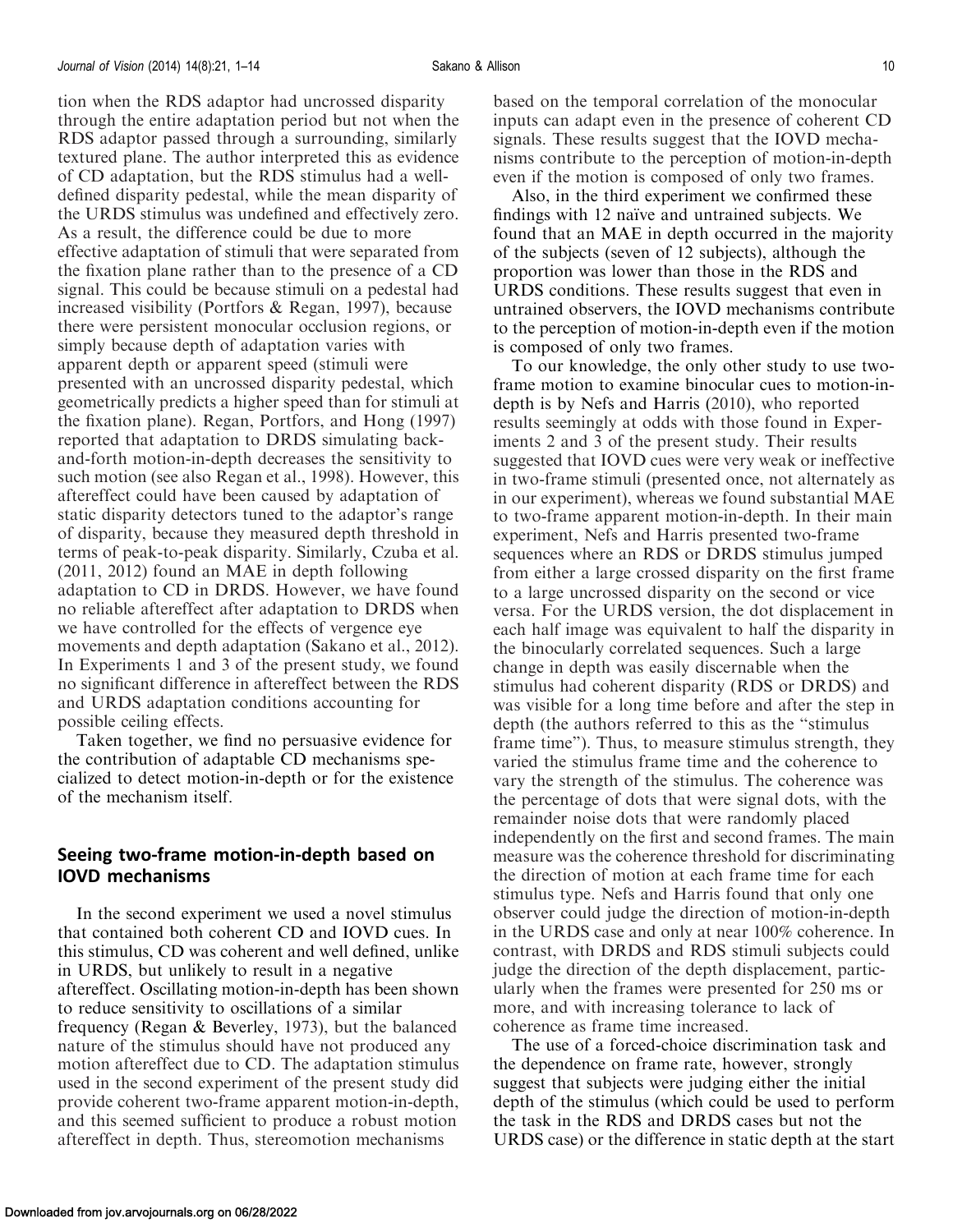tion when the RDS adaptor had uncrossed disparity through the entire adaptation period but not when the RDS adaptor passed through a surrounding, similarly textured plane. The author interpreted this as evidence of CD adaptation, but the RDS stimulus had a well-defined disparity pedestal, while the mean disparity of the URDS stimulus was undefined and effectively zero. As a result, the difference could be due to more effective adaptation of stimuli that were separated from the fixation plane rather than to the presence of a CD signal. This could be because stimuli on a pedestal had increased visibility (Portfors & Regan, 1997), because there were persistent monocular occlusion regions, or simply because depth of adaptation varies with apparent depth or apparent speed (stimuli were presented with an uncrossed disparity pedestal, which geometrically predicts a higher speed than for stimuli at the fixation plane). Regan, Portfors, and Hong (1997) reported that adaptation to DRDS simulating back-and-forth motion-in-depth decreases the sensitivity to such motion (see also Regan et al., 1998). However, this aftereffect could have been caused by adaptation of static disparity detectors tuned to the adaptor's range of disparity, because they measured depth threshold in terms of peak-to-peak disparity. Similarly, Czuba et al. (2011, 2012) found an MAE in depth following adaptation to CD in DRDS. However, we have found no reliable aftereffect after adaptation to DRDS when we have controlled for the effects of vergence eye movements and depth adaptation (Sakano et al., 2012). In Experiments 1 and 3 of the present study, we found no significant difference in aftereffect between the RDS and URDS adaptation conditions accounting for possible ceiling effects.

Taken together, we find no persuasive evidence for the contribution of adaptable CD mechanisms specialized to detect motion-in-depth or for the existence of the mechanism itself.

## Seeing two-frame motion-in-depth based on IOVD mechanisms

In the second experiment we used a novel stimulus that contained both coherent CD and IOVD cues. In this stimulus, CD was coherent and well defined, unlike in URDS, but unlikely to result in a negative aftereffect. Oscillating motion-in-depth has been shown to reduce sensitivity to oscillations of a similar frequency (Regan & Beverley, 1973), but the balanced nature of the stimulus should have not produced any motion aftereffect due to CD. The adaptation stimulus used in the second experiment of the present study did provide coherent two-frame apparent motion-in-depth, and this seemed sufficient to produce a robust motion aftereffect in depth. Thus, stereomotion mechanisms based on the temporal correlation of the monocular inputs can adapt even in the presence of coherent CD signals. These results suggest that the IOVD mechanisms contribute to the perception of motion-in-depth even if the motion is composed of only two frames.

Also, in the third experiment we confirmed these findings with 12 naïve and untrained subjects. We found that an MAE in depth occurred in the majority of the subjects (seven of 12 subjects), although the proportion was lower than those in the RDS and URDS conditions. These results suggest that even in untrained observers, the IOVD mechanisms contribute to the perception of motion-in-depth even if the motion is composed of only two frames.

To our knowledge, the only other study to use two-frame motion to examine binocular cues to motion-in-depth is by Nefs and Harris (2010), who reported results seemingly at odds with those found in Experiments 2 and 3 of the present study. Their results suggested that IOVD cues were very weak or ineffective in two-frame stimuli (presented once, not alternately as in our experiment), whereas we found substantial MAE to two-frame apparent motion-in-depth. In their main experiment, Nefs and Harris presented two-frame sequences where an RDS or DRDS stimulus jumped from either a large crossed disparity on the first frame to a large uncrossed disparity on the second or vice versa. For the URDS version, the dot displacement in each half image was equivalent to half the disparity in the binocularly correlated sequences. Such a large change in depth was easily discernable when the stimulus had coherent disparity (RDS or DRDS) and was visible for a long time before and after the step in depth (the authors referred to this as the "stimulus frame time"). Thus, to measure stimulus strength, they varied the stimulus frame time and the coherence to vary the strength of the stimulus. The coherence was the percentage of dots that were signal dots, with the remainder noise dots that were randomly placed independently on the first and second frames. The main measure was the coherence threshold for discriminating the direction of motion at each frame time for each stimulus type. Nefs and Harris found that only one observer could judge the direction of motion-in-depth in the URDS case and only at near 100% coherence. In contrast, with DRDS and RDS stimuli subjects could judge the direction of the depth displacement, particularly when the frames were presented for 250 ms or more, and with increasing tolerance to lack of coherence as frame time increased.

The use of a forced-choice discrimination task and the dependence on frame rate, however, strongly suggest that subjects were judging either the initial depth of the stimulus (which could be used to perform the task in the RDS and DRDS cases but not the URDS case) or the difference in static depth at the start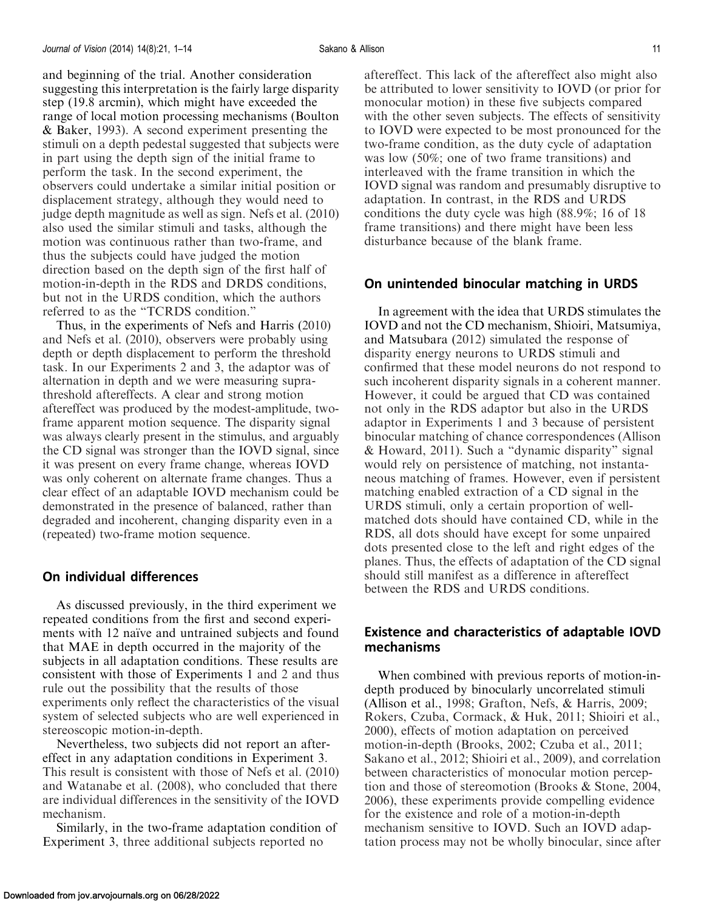and beginning of the trial. Another consideration suggesting this interpretation is the fairly large disparity step (19.8 arcmin), which might have exceeded the range of local motion processing mechanisms (Boulton & Baker, 1993). A second experiment presenting the stimuli on a depth pedestal suggested that subjects were in part using the depth sign of the initial frame to perform the task. In the second experiment, the observers could undertake a similar initial position or displacement strategy, although they would need to judge depth magnitude as well as sign. Nefs et al. (2010) also used the similar stimuli and tasks, although the motion was continuous rather than two-frame, and thus the subjects could have judged the motion direction based on the depth sign of the first half of motion-in-depth in the RDS and DRDS conditions, but not in the URDS condition, which the authors referred to as the "TCRDS condition."

Thus, in the experiments of Nefs and Harris (2010) and Nefs et al. (2010), observers were probably using depth or depth displacement to perform the threshold task. In our Experiments 2 and 3, the adaptor was of alternation in depth and we were measuring suprathreshold aftereffects. A clear and strong motion aftereffect was produced by the modest-amplitude, two-frame apparent motion sequence. The disparity signal was always clearly present in the stimulus, and arguably the CD signal was stronger than the IOVD signal, since it was present on every frame change, whereas IOVD was only coherent on alternate frame changes. Thus a clear effect of an adaptable IOVD mechanism could be demonstrated in the presence of balanced, rather than degraded and incoherent, changing disparity even in a (repeated) two-frame motion sequence.

## On individual differences

As discussed previously, in the third experiment we repeated conditions from the first and second experiments with 12 naïve and untrained subjects and found that MAE in depth occurred in the majority of the subjects in all adaptation conditions. These results are consistent with those of Experiments 1 and 2 and thus rule out the possibility that the results of those experiments only reflect the characteristics of the visual system of selected subjects who are well experienced in stereoscopic motion-in-depth.

Nevertheless, two subjects did not report an aftereffect in any adaptation conditions in Experiment 3. This result is consistent with those of Nefs et al. (2010) and Watanabe et al. (2008), who concluded that there are individual differences in the sensitivity of the IOVD mechanism.

Similarly, in the two-frame adaptation condition of Experiment 3, three additional subjects reported no aftereffect. This lack of the aftereffect also might also be attributed to lower sensitivity to IOVD (or prior for monocular motion) in these five subjects compared with the other seven subjects. The effects of sensitivity to IOVD were expected to be most pronounced for the two-frame condition, as the duty cycle of adaptation was low (50%; one of two frame transitions) and interleaved with the frame transition in which the IOVD signal was random and presumably disruptive to adaptation. In contrast, in the RDS and URDS conditions the duty cycle was high (88.9%; 16 of 18 frame transitions) and there might have been less disturbance because of the blank frame.

## On unintended binocular matching in URDS

In agreement with the idea that URDS stimulates the IOVD and not the CD mechanism, Shioiri, Matsumiya, and Matsubara (2012) simulated the response of disparity energy neurons to URDS stimuli and confirmed that these model neurons do not respond to such incoherent disparity signals in a coherent manner. However, it could be argued that CD was contained not only in the RDS adaptor but also in the URDS adaptor in Experiments 1 and 3 because of persistent binocular matching of chance correspondences (Allison & Howard, 2011). Such a "dynamic disparity" signal would rely on persistence of matching, not instantaneous matching of frames. However, even if persistent matching enabled extraction of a CD signal in the URDS stimuli, only a certain proportion of well-matched dots should have contained CD, while in the RDS, all dots should have except for some unpaired dots presented close to the left and right edges of the planes. Thus, the effects of adaptation of the CD signal should still manifest as a difference in aftereffect between the RDS and URDS conditions.

## Existence and characteristics of adaptable IOVD mechanisms

When combined with previous reports of motion-in-depth produced by binocularly uncorrelated stimuli (Allison et al., 1998; Grafton, Nefs, & Harris, 2009; Rokers, Czuba, Cormack, & Huk, 2011; Shioiri et al., 2000), effects of motion adaptation on perceived motion-in-depth (Brooks, 2002; Czuba et al., 2011; Sakano et al., 2012; Shioiri et al., 2009), and correlation between characteristics of monocular motion perception and those of stereomotion (Brooks & Stone, 2004, 2006), these experiments provide compelling evidence for the existence and role of a motion-in-depth mechanism sensitive to IOVD. Such an IOVD adaptation process may not be wholly binocular, since after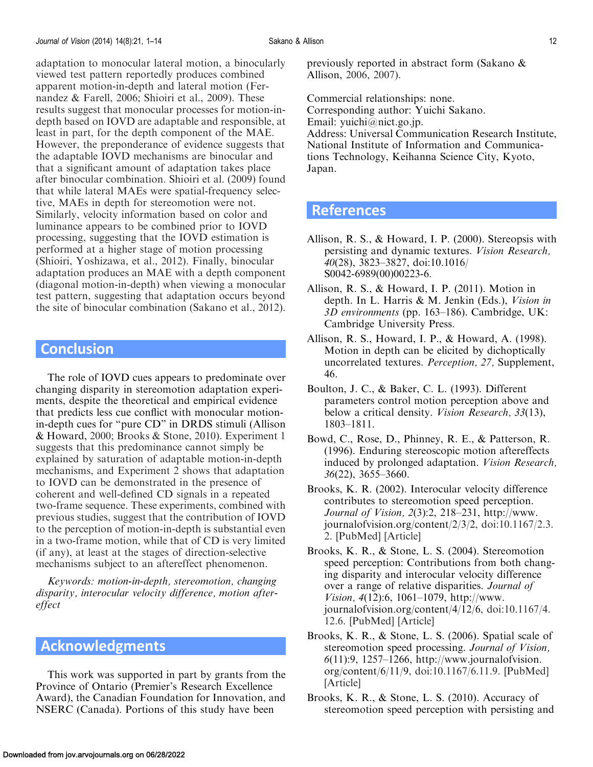adaptation to monocular lateral motion, a binocularly viewed test pattern reportedly produces combined apparent motion-in-depth and lateral motion (Fernandez & Farell, 2006; Shioiri et al., 2009). These results suggest that monocular processes for motion-in-depth based on IOVD are adaptable and responsible, at least in part, for the depth component of the MAE. However, the preponderance of evidence suggests that the adaptable IOVD mechanisms are binocular and that a significant amount of adaptation takes place after binocular combination. Shioiri et al. (2009) found that while lateral MAEs were spatial-frequency selective, MAEs in depth for stereomotion were not. Similarly, velocity information based on color and luminance appears to be combined prior to IOVD processing, suggesting that the IOVD estimation is performed at a higher stage of motion processing (Shioiri, Yoshizawa, et al., 2012). Finally, binocular adaptation produces an MAE with a depth component (diagonal motion-in-depth) when viewing a monocular test pattern, suggesting that adaptation occurs beyond the site of binocular combination (Sakano et al., 2012).

## Conclusion

The role of IOVD cues appears to predominate over changing disparity in stereomotion adaptation experiments, despite the theoretical and empirical evidence that predicts less cue conflict with monocular motion-in-depth cues for "pure CD" in DRDS stimuli (Allison & Howard, 2000; Brooks & Stone, 2010). Experiment 1 suggests that this predominance cannot simply be explained by saturation of adaptable motion-in-depth mechanisms, and Experiment 2 shows that adaptation to IOVD can be demonstrated in the presence of coherent and well-defined CD signals in a repeated two-frame sequence. These experiments, combined with previous studies, suggest that the contribution of IOVD to the perception of motion-in-depth is substantial even in a two-frame motion, while that of CD is very limited (if any), at least at the stages of direction-selective mechanisms subject to an aftereffect phenomenon.

*Keywords: motion-in-depth, stereomotion, changing disparity, interocular velocity difference, motion aftereffect*

## Acknowledgments

This work was supported in part by grants from the Province of Ontario (Premier's Research Excellence Award), the Canadian Foundation for Innovation, and NSERC (Canada). Portions of this study have been previously reported in abstract form (Sakano & Allison, 2006, 2007).

Commercial relationships: none.
Corresponding author: Yuichi Sakano.
Email: yuichi@nict.go.jp.
Address: Universal Communication Research Institute, National Institute of Information and Communications Technology, Keihanna Science City, Kyoto, Japan.

## References

Allison, R. S., & Howard, I. P. (2000). Stereopsis with persisting and dynamic textures. *Vision Research, 40*(28), 3823–3827, doi:10.1016/S0042-6989(00)00223-6.

Allison, R. S., & Howard, I. P. (2011). Motion in depth. In L. Harris & M. Jenkin (Eds.), *Vision in 3D environments* (pp. 163–186). Cambridge, UK: Cambridge University Press.

Allison, R. S., Howard, I. P., & Howard, A. (1998). Motion in depth can be elicited by dichoptically uncorrelated textures. *Perception, 27,* Supplement, 46.

Boulton, J. C., & Baker, C. L. (1993). Different parameters control motion perception above and below a critical density. *Vision Research, 33*(13), 1803–1811.

Bowd, C., Rose, D., Phinney, R. E., & Patterson, R. (1996). Enduring stereoscopic motion aftereffects induced by prolonged adaptation. *Vision Research, 36*(22), 3655–3660.

Brooks, K. R. (2002). Interocular velocity difference contributes to stereomotion speed perception. *Journal of Vision, 2*(3):2, 218–231, http://www.journalofvision.org/content/2/3/2, doi:10.1167/2.3.2. [PubMed] [Article]

Brooks, K. R., & Stone, L. S. (2004). Stereomotion speed perception: Contributions from both changing disparity and interocular velocity difference over a range of relative disparities. *Journal of Vision, 4*(12):6, 1061–1079, http://www.journalofvision.org/content/4/12/6, doi:10.1167/4.12.6. [PubMed] [Article]

Brooks, K. R., & Stone, L. S. (2006). Spatial scale of stereomotion speed processing. *Journal of Vision, 6*(11):9, 1257–1266, http://www.journalofvision.org/content/6/11/9, doi:10.1167/6.11.9. [PubMed] [Article]

Brooks, K. R., & Stone, L. S. (2010). Accuracy of stereomotion speed perception with persisting and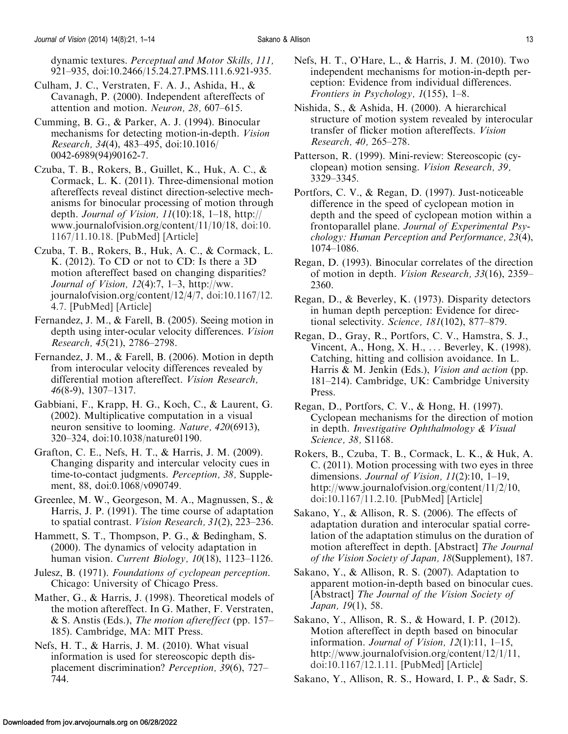dynamic textures. *Perceptual and Motor Skills, 111,* 921–935, doi:10.2466/15.24.27.PMS.111.6.921-935.

Culham, J. C., Verstraten, F. A. J., Ashida, H., & Cavanagh, P. (2000). Independent aftereffects of attention and motion. *Neuron, 28,* 607–615.

Cumming, B. G., & Parker, A. J. (1994). Binocular mechanisms for detecting motion-in-depth. *Vision Research, 34*(4), 483–495, doi:10.1016/0042-6989(94)90162-7.

Czuba, T. B., Rokers, B., Guillet, K., Huk, A. C., & Cormack, L. K. (2011). Three-dimensional motion aftereffects reveal distinct direction-selective mechanisms for binocular processing of motion through depth. *Journal of Vision, 11*(10):18, 1–18, http://www.journalofvision.org/content/11/10/18, doi:10.1167/11.10.18. [PubMed] [Article]

Czuba, T. B., Rokers, B., Huk, A. C., & Cormack, L. K. (2012). To CD or not to CD: Is there a 3D motion aftereffect based on changing disparities? *Journal of Vision, 12*(4):7, 1–3, http://ww.journalofvision.org/content/12/4/7, doi:10.1167/12.4.7. [PubMed] [Article]

Fernandez, J. M., & Farell, B. (2005). Seeing motion in depth using inter-ocular velocity differences. *Vision Research, 45*(21), 2786–2798.

Fernandez, J. M., & Farell, B. (2006). Motion in depth from interocular velocity differences revealed by differential motion aftereffect. *Vision Research, 46*(8-9), 1307–1317.

Gabbiani, F., Krapp, H. G., Koch, C., & Laurent, G. (2002). Multiplicative computation in a visual neuron sensitive to looming. *Nature, 420*(6913), 320–324, doi:10.1038/nature01190.

Grafton, C. E., Nefs, H. T., & Harris, J. M. (2009). Changing disparity and intercular velocity cues in time-to-contact judgments. *Perception, 38,* Supplement, 88, doi:0.1068/v090749.

Greenlee, M. W., Georgeson, M. A., Magnussen, S., & Harris, J. P. (1991). The time course of adaptation to spatial contrast. *Vision Research, 31*(2), 223–236.

Hammett, S. T., Thompson, P. G., & Bedingham, S. (2000). The dynamics of velocity adaptation in human vision. *Current Biology, 10*(18), 1123–1126.

Julesz, B. (1971). *Foundations of cyclopean perception.* Chicago: University of Chicago Press.

Mather, G., & Harris, J. (1998). Theoretical models of the motion aftereffect. In G. Mather, F. Verstraten, & S. Anstis (Eds.), *The motion aftereffect* (pp. 157–185). Cambridge, MA: MIT Press.

Nefs, H. T., & Harris, J. M. (2010). What visual information is used for stereoscopic depth displacement discrimination? *Perception, 39*(6), 727–744.

Nefs, H. T., O'Hare, L., & Harris, J. M. (2010). Two independent mechanisms for motion-in-depth perception: Evidence from individual differences. *Frontiers in Psychology, 1*(155), 1–8.

Nishida, S., & Ashida, H. (2000). A hierarchical structure of motion system revealed by interocular transfer of flicker motion aftereffects. *Vision Research, 40,* 265–278.

Patterson, R. (1999). Mini-review: Stereoscopic (cyclopean) motion sensing. *Vision Research, 39,* 3329–3345.

Portfors, C. V., & Regan, D. (1997). Just-noticeable difference in the speed of cyclopean motion in depth and the speed of cyclopean motion within a frontoparallel plane. *Journal of Experimental Psychology: Human Perception and Performance, 23*(4), 1074–1086.

Regan, D. (1993). Binocular correlates of the direction of motion in depth. *Vision Research, 33*(16), 2359–2360.

Regan, D., & Beverley, K. (1973). Disparity detectors in human depth perception: Evidence for directional selectivity. *Science, 181*(102), 877–879.

Regan, D., Gray, R., Portfors, C. V., Hamstra, S. J., Vincent, A., Hong, X. H., ... Beverley, K. (1998). Catching, hitting and collision avoidance. In L. Harris & M. Jenkin (Eds.), *Vision and action* (pp. 181–214). Cambridge, UK: Cambridge University Press.

Regan, D., Portfors, C. V., & Hong, H. (1997). Cyclopean mechanisms for the direction of motion in depth. *Investigative Ophthalmology & Visual Science, 38,* S1168.

Rokers, B., Czuba, T. B., Cormack, L. K., & Huk, A. C. (2011). Motion processing with two eyes in three dimensions. *Journal of Vision, 11*(2):10, 1–19, http://www.journalofvision.org/content/11/2/10, doi:10.1167/11.2.10. [PubMed] [Article]

Sakano, Y., & Allison, R. S. (2006). The effects of adaptation duration and interocular spatial correlation of the adaptation stimulus on the duration of motion aftereffect in depth. [Abstract] *The Journal of the Vision Society of Japan, 18*(Supplement), 187.

Sakano, Y., & Allison, R. S. (2007). Adaptation to apparent motion-in-depth based on binocular cues. [Abstract] *The Journal of the Vision Society of Japan, 19*(1), 58.

Sakano, Y., Allison, R. S., & Howard, I. P. (2012). Motion aftereffect in depth based on binocular information. *Journal of Vision, 12*(1):11, 1–15, http://www.journalofvision.org/content/12/1/11, doi:10.1167/12.1.11. [PubMed] [Article]

Sakano, Y., Allison, R. S., Howard, I. P., & Sadr, S.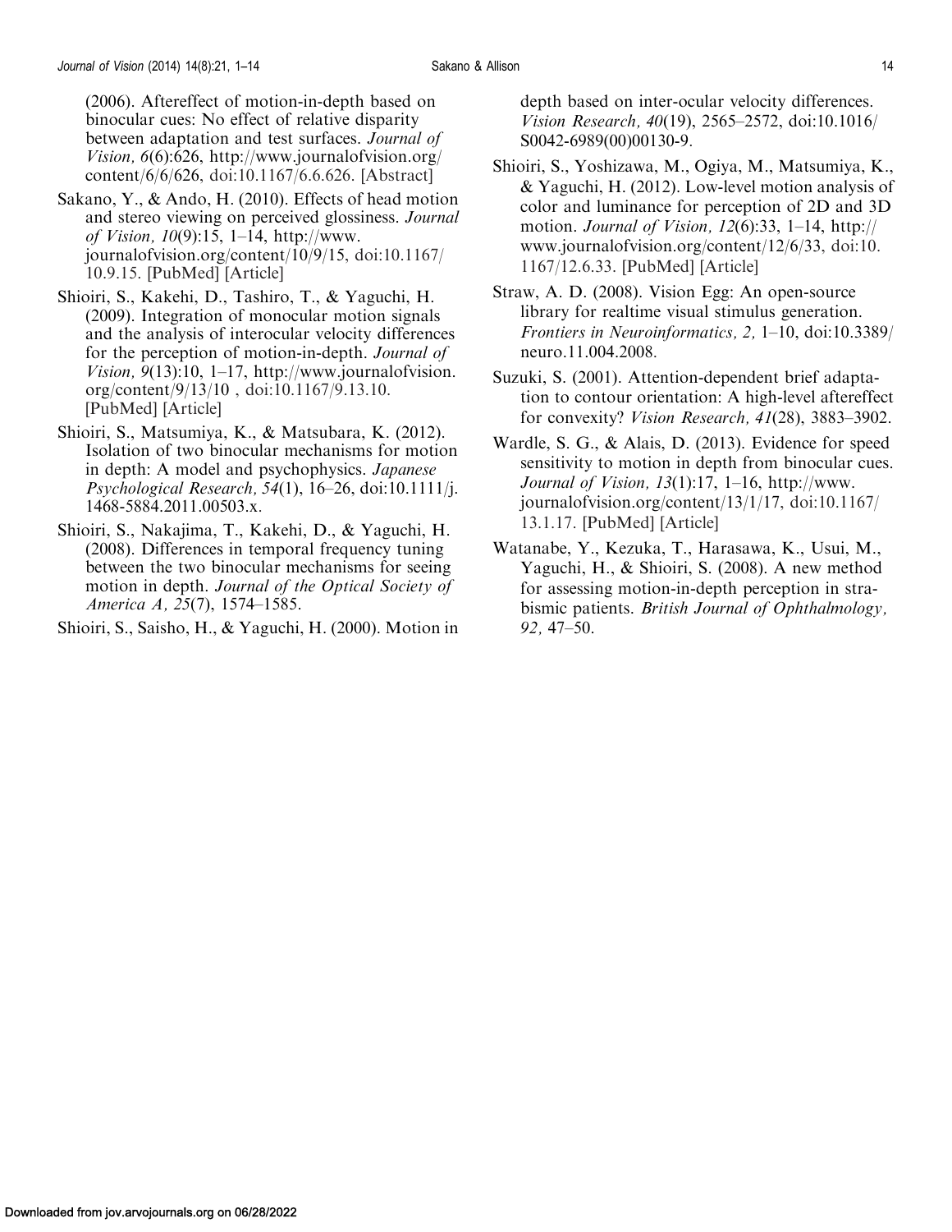(2006). Aftereffect of motion-in-depth based on binocular cues: No effect of relative disparity between adaptation and test surfaces. *Journal of Vision, 6*(6):626, http://www.journalofvision.org/content/6/6/626, doi:10.1167/6.6.626. [Abstract]

Sakano, Y., & Ando, H. (2010). Effects of head motion and stereo viewing on perceived glossiness. *Journal of Vision, 10*(9):15, 1–14, http://www.journalofvision.org/content/10/9/15, doi:10.1167/10.9.15. [PubMed] [Article]

Shioiri, S., Kakehi, D., Tashiro, T., & Yaguchi, H. (2009). Integration of monocular motion signals and the analysis of interocular velocity differences for the perception of motion-in-depth. *Journal of Vision, 9*(13):10, 1–17, http://www.journalofvision.org/content/9/13/10 , doi:10.1167/9.13.10. [PubMed] [Article]

Shioiri, S., Matsumiya, K., & Matsubara, K. (2012). Isolation of two binocular mechanisms for motion in depth: A model and psychophysics. *Japanese Psychological Research, 54*(1), 16–26, doi:10.1111/j.1468-5884.2011.00503.x.

Shioiri, S., Nakajima, T., Kakehi, D., & Yaguchi, H. (2008). Differences in temporal frequency tuning between the two binocular mechanisms for seeing motion in depth. *Journal of the Optical Society of America A, 25*(7), 1574–1585.

Shioiri, S., Saisho, H., & Yaguchi, H. (2000). Motion in depth based on inter-ocular velocity differences. *Vision Research, 40*(19), 2565–2572, doi:10.1016/S0042-6989(00)00130-9.

Shioiri, S., Yoshizawa, M., Ogiya, M., Matsumiya, K., & Yaguchi, H. (2012). Low-level motion analysis of color and luminance for perception of 2D and 3D motion. *Journal of Vision, 12*(6):33, 1–14, http://www.journalofvision.org/content/12/6/33, doi:10.1167/12.6.33. [PubMed] [Article]

Straw, A. D. (2008). Vision Egg: An open-source library for realtime visual stimulus generation. *Frontiers in Neuroinformatics, 2,* 1–10, doi:10.3389/neuro.11.004.2008.

Suzuki, S. (2001). Attention-dependent brief adaptation to contour orientation: A high-level aftereffect for convexity? *Vision Research, 41*(28), 3883–3902.

Wardle, S. G., & Alais, D. (2013). Evidence for speed sensitivity to motion in depth from binocular cues. *Journal of Vision, 13*(1):17, 1–16, http://www.journalofvision.org/content/13/1/17, doi:10.1167/13.1.17. [PubMed] [Article]

Watanabe, Y., Kezuka, T., Harasawa, K., Usui, M., Yaguchi, H., & Shioiri, S. (2008). A new method for assessing motion-in-depth perception in strabismic patients. *British Journal of Ophthalmology, 92,* 47–50.